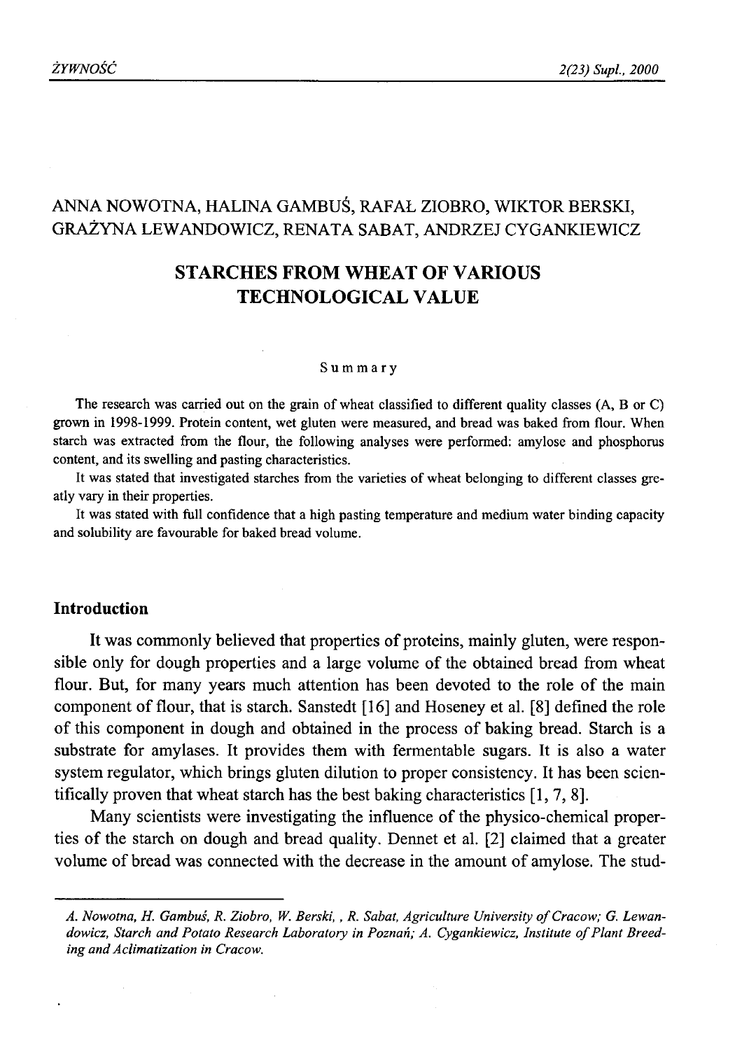ANNA NOWOTNA, HALINA GAMBUŚ, RAFAŁ ZIOBRO, WIKTOR BERSKI, GRAŻYNA LEWANDOWICZ, RENATA SABAT, ANDRZEJ CYGANKIEWICZ

# STARCHES FROM WHEAT OF VARIOUS TECHNOLOGICAL VALUE

Summary

The research was carried out on the grain of wheat classified to different quality classes (A, B or C) grown in 1998-1999. Protein content, wet gluten were measured, and bread was baked from flour. When starch was extracted from the flour, the following analyses were performed: amylose and phosphorus content, and its swelling and pasting characteristics.

It was stated that investigated starches from the varieties of wheat belonging to different classes greatly vary in their properties.

It was stated with full confidence that a high pasting temperature and medium water binding capacity and solubility are favourable for baked bread volume.

## Introduction

It was commonly believed that properties of proteins, mainly gluten, were responsible only for dough properties and a large volume of the obtained bread from wheat flour. But, for many years much attention has been devoted to the role of the main component of flour, that is starch. Sanstedt [16] and Hoseney et al. [8] defined the role of this component in dough and obtained in the process of baking bread. Starch is a substrate for amylases. It provides them with fermentable sugars. It is also a water system regulator, which brings gluten dilution to proper consistency. It has been scientifically proven that wheat starch has the best baking characteristics [1, 7, 8].

Many scientists were investigating the influence of the physico-chemical properties of the starch on dough and bread quality. Dennet et al. [2] claimed that a greater volume of bread was connected with the decrease in the amount of amylose. The stud-

---

*A. Nowotna, H. Gambuś, R. Ziobro, W. Berski, , R. Sabat, Agriculture University of Cracow; G. Lewandowicz, Starch and Potato Research Laboratory in Poznań; A. Cygankiewicz, Institute of Plant Breeding and Aclimatization in Cracow.*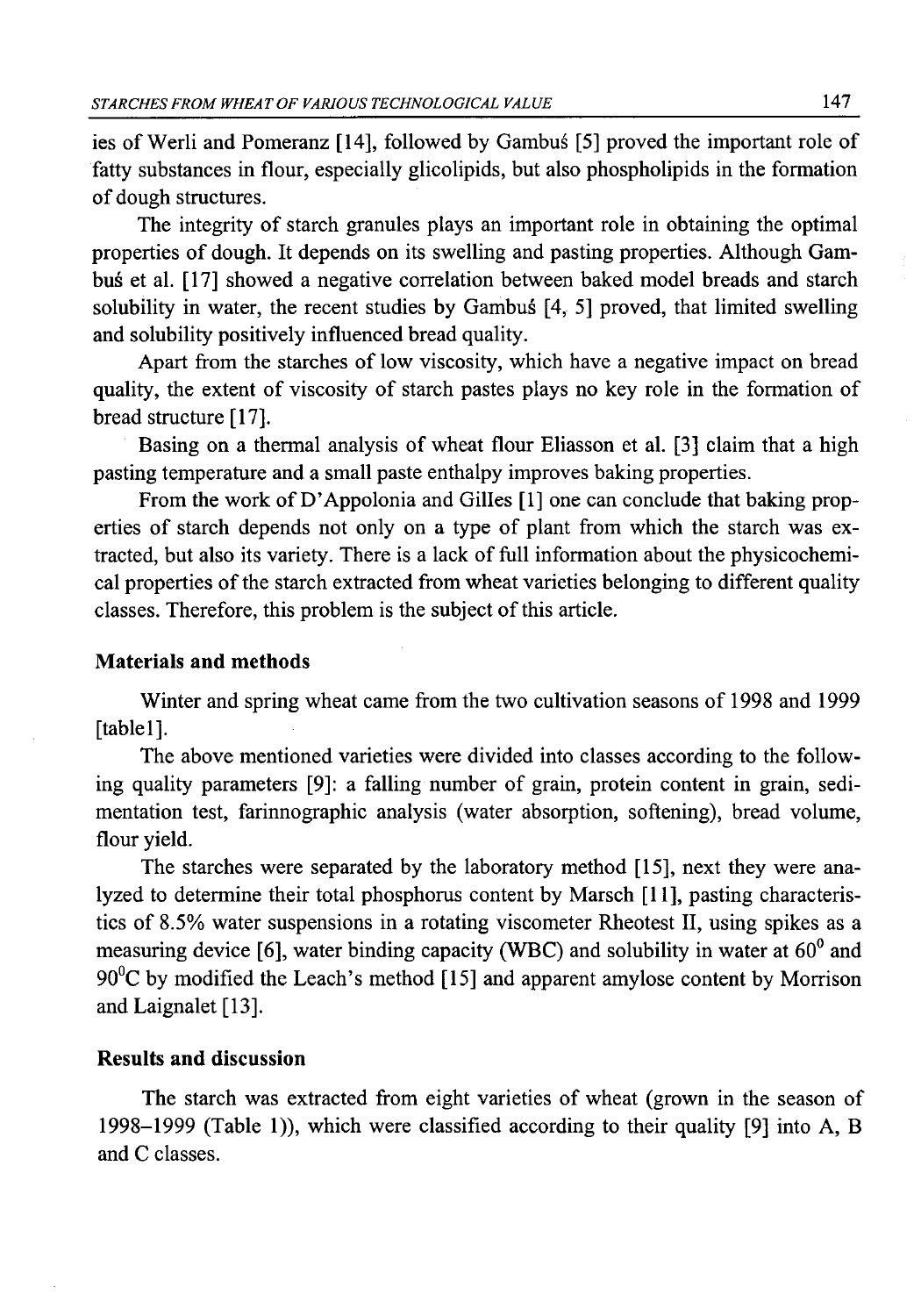ies of Werli and Pomeranz [14], followed by Gambuś [5] proved the important role of fatty substances in flour, especially glicolipids, but also phospholipids in the formation of dough structures.

The integrity of starch granules plays an important role in obtaining the optimal properties of dough. It depends on its swelling and pasting properties. Although Gambuś et al. [17] showed a negative correlation between baked model breads and starch solubility in water, the recent studies by Gambuś [4, 5] proved, that limited swelling and solubility positively influenced bread quality.

Apart from the starches of low viscosity, which have a negative impact on bread quality, the extent of viscosity of starch pastes plays no key role in the formation of bread structure [17].

Basing on a thermal analysis of wheat flour Eliasson et al. [3] claim that a high pasting temperature and a small paste enthalpy improves baking properties.

From the work of D'Appolonia and Gilles [1] one can conclude that baking properties of starch depends not only on a type of plant from which the starch was extracted, but also its variety. There is a lack of full information about the physicochemical properties of the starch extracted from wheat varieties belonging to different quality classes. Therefore, this problem is the subject of this article.

## Materials and methods

Winter and spring wheat came from the two cultivation seasons of 1998 and 1999 [table1].

The above mentioned varieties were divided into classes according to the following quality parameters [9]: a falling number of grain, protein content in grain, sedimentation test, farinnographic analysis (water absorption, softening), bread volume, flour yield.

The starches were separated by the laboratory method [15], next they were analyzed to determine their total phosphorus content by Marsch [11], pasting characteristics of 8.5% water suspensions in a rotating viscometer Rheotest II, using spikes as a measuring device [6], water binding capacity (WBC) and solubility in water at $60^0$ and $90^0$C by modified the Leach's method [15] and apparent amylose content by Morrison and Laignalet [13].

## Results and discussion

The starch was extracted from eight varieties of wheat (grown in the season of 1998–1999 (Table 1)), which were classified according to their quality [9] into A, B and C classes.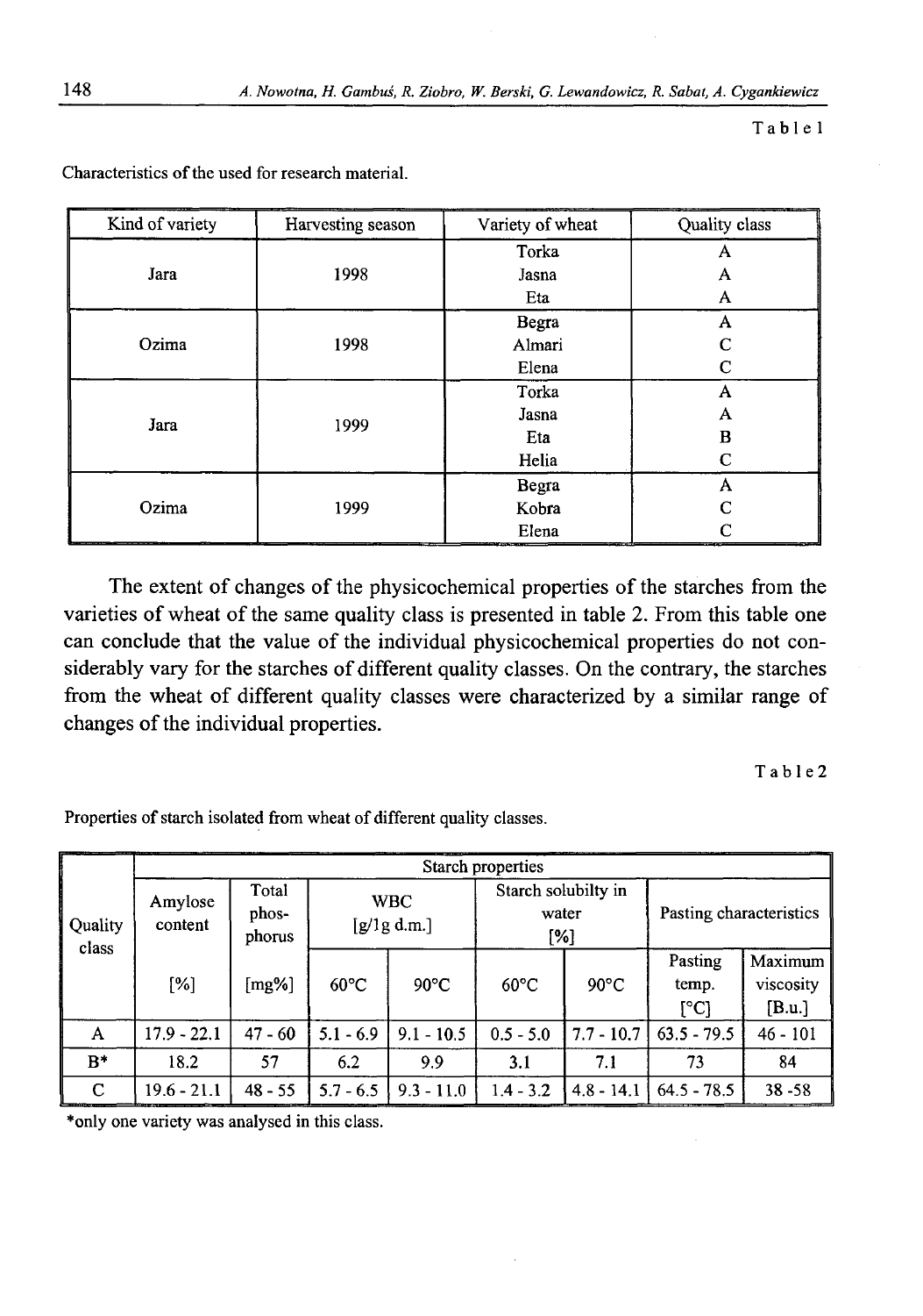Table 1

Characteristics of the used for research material.

| Kind of variety | Harvesting season | Variety of wheat | Quality class |
|---|---|---|---|
| Jara | 1998 | Torka | A |
| | | Jasna | A |
| | | Eta | A |
| Ozima | 1998 | Begra | A |
| | | Almari | C |
| | | Elena | C |
| Jara | 1999 | Torka | A |
| | | Jasna | A |
| | | Eta | B |
| | | Helia | C |
| Ozima | 1999 | Begra | A |
| | | Kobra | C |
| | | Elena | C |

The extent of changes of the physicochemical properties of the starches from the varieties of wheat of the same quality class is presented in table 2. From this table one can conclude that the value of the individual physicochemical properties do not considerably vary for the starches of different quality classes. On the contrary, the starches from the wheat of different quality classes were characterized by a similar range of changes of the individual properties.

Table 2

Properties of starch isolated from wheat of different quality classes.

| Quality class | Starch properties | | | | | | | |
|---|---|---|---|---|---|---|---|---|
| | Amylose content | Total phos-phorus | WBC [g/1g d.m.] | | Starch solubilty in water [%] | | Pasting characteristics | |
| | [%] | [mg%] | 60°C | 90°C | 60°C | 90°C | Pasting temp. [°C] | Maximum viscosity [B.u.] |
| A | 17.9 - 22.1 | 47 - 60 | 5.1 - 6.9 | 9.1 - 10.5 | 0.5 - 5.0 | 7.7 - 10.7 | 63.5 - 79.5 | 46 - 101 |
| B* | 18.2 | 57 | 6.2 | 9.9 | 3.1 | 7.1 | 73 | 84 |
| C | 19.6 - 21.1 | 48 - 55 | 5.7 - 6.5 | 9.3 - 11.0 | 1.4 - 3.2 | 4.8 - 14.1 | 64.5 - 78.5 | 38 -58 |

*only one variety was analysed in this class.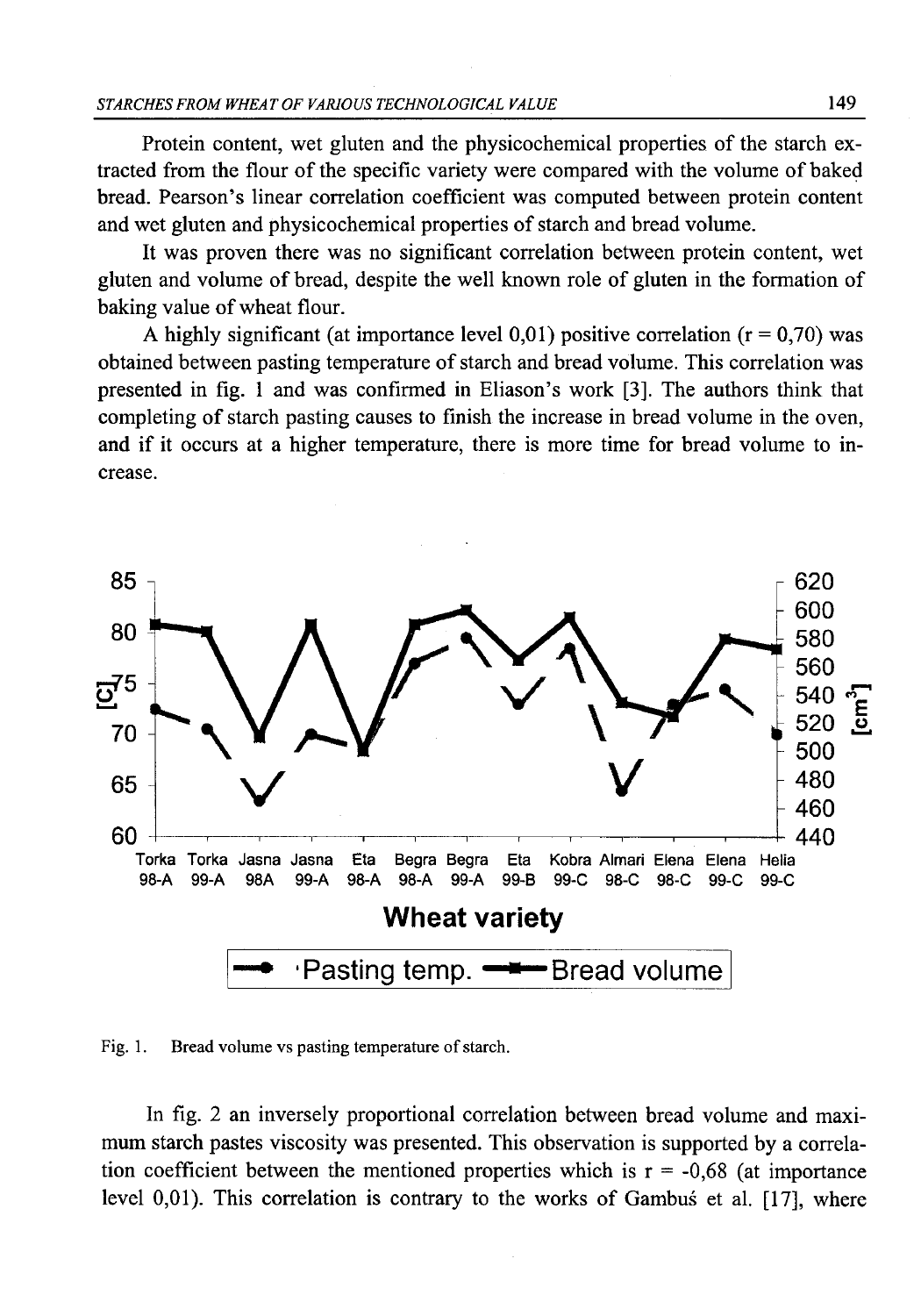Protein content, wet gluten and the physicochemical properties of the starch extracted from the flour of the specific variety were compared with the volume of baked bread. Pearson's linear correlation coefficient was computed between protein content and wet gluten and physicochemical properties of starch and bread volume.

It was proven there was no significant correlation between protein content, wet gluten and volume of bread, despite the well known role of gluten in the formation of baking value of wheat flour.

A highly significant (at importance level 0,01) positive correlation ($r = 0,70$) was obtained between pasting temperature of starch and bread volume. This correlation was presented in fig. 1 and was confirmed in Eliason's work [3]. The authors think that completing of starch pasting causes to finish the increase in bread volume in the oven, and if it occurs at a higher temperature, there is more time for bread volume to increase.

Fig. 1. Bread volume vs pasting temperature of starch.

In fig. 2 an inversely proportional correlation between bread volume and maximum starch pastes viscosity was presented. This observation is supported by a correlation coefficient between the mentioned properties which is $r = -0,68$ (at importance level 0,01). This correlation is contrary to the works of Gambuś et al. [17], where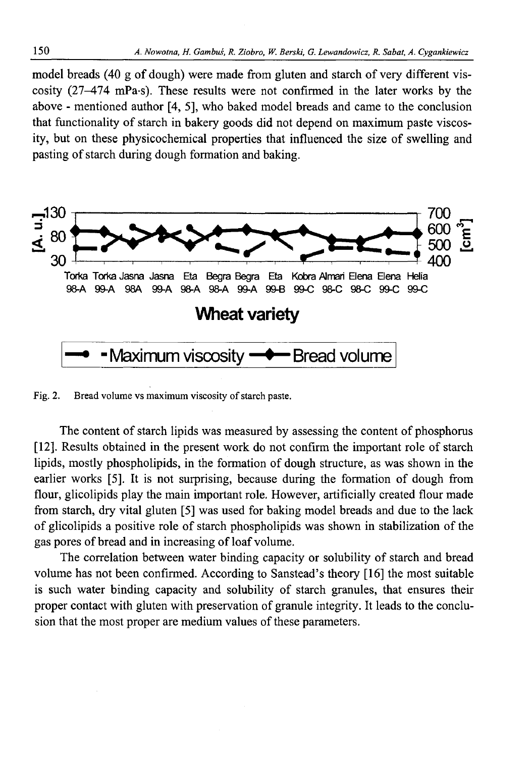model breads (40 g of dough) were made from gluten and starch of very different viscosity (27–474 mPa·s). These results were not confirmed in the later works by the above - mentioned author [4, 5], who baked model breads and came to the conclusion that functionality of starch in bakery goods did not depend on maximum paste viscosity, but on these physicochemical properties that influenced the size of swelling and pasting of starch during dough formation and baking.

Fig. 2. Bread volume vs maximum viscosity of starch paste.

The content of starch lipids was measured by assessing the content of phosphorus [12]. Results obtained in the present work do not confirm the important role of starch lipids, mostly phospholipids, in the formation of dough structure, as was shown in the earlier works [5]. It is not surprising, because during the formation of dough from flour, glicolipids play the main important role. However, artificially created flour made from starch, dry vital gluten [5] was used for baking model breads and due to the lack of glicolipids a positive role of starch phospholipids was shown in stabilization of the gas pores of bread and in increasing of loaf volume.

The correlation between water binding capacity or solubility of starch and bread volume has not been confirmed. According to Sanstead's theory [16] the most suitable is such water binding capacity and solubility of starch granules, that ensures their proper contact with gluten with preservation of granule integrity. It leads to the conclusion that the most proper are medium values of these parameters.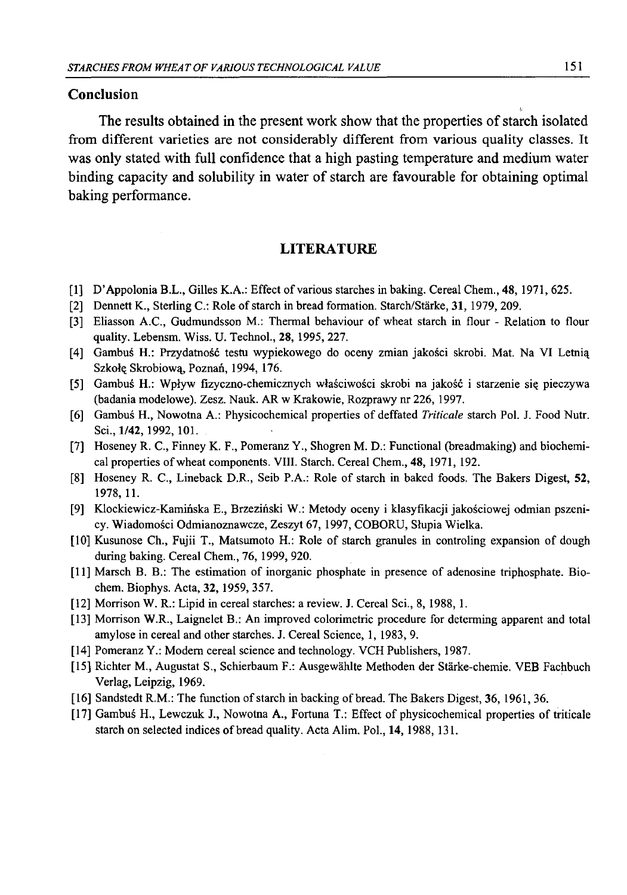## Conclusion

The results obtained in the present work show that the properties of starch isolated from different varieties are not considerably different from various quality classes. It was only stated with full confidence that a high pasting temperature and medium water binding capacity and solubility in water of starch are favourable for obtaining optimal baking performance.

## LITERATURE

[1] D'Appolonia B.L., Gilles K.A.: Effect of various starches in baking. Cereal Chem., **48**, 1971, 625.

[2] Dennett K., Sterling C.: Role of starch in bread formation. Starch/Stärke, **31**, 1979, 209.

[3] Eliasson A.C., Gudmundsson M.: Thermal behaviour of wheat starch in flour - Relation to flour quality. Lebensm. Wiss. U. Technol., **28**, 1995, 227.

[4] Gambuś H.: Przydatność testu wypiekowego do oceny zmian jakości skrobi. Mat. Na VI Letnią Szkołę Skrobiową, Poznań, 1994, 176.

[5] Gambuś H.: Wpływ fizyczno-chemicznych właściwości skrobi na jakość i starzenie się pieczywa (badania modelowe). Zesz. Nauk. AR w Krakowie, Rozprawy nr 226, 1997.

[6] Gambuś H., Nowotna A.: Physicochemical properties of deffated *Triticale* starch Pol. J. Food Nutr. Sci., **1/42**, 1992, 101.

[7] Hoseney R. C., Finney K. F., Pomeranz Y., Shogren M. D.: Functional (breadmaking) and biochemical properties of wheat components. VIII. Starch. Cereal Chem., **48**, 1971, 192.

[8] Hoseney R. C., Lineback D.R., Seib P.A.: Role of starch in baked foods. The Bakers Digest, **52**, 1978, 11.

[9] Klockiewicz-Kamińska E., Brzeziński W.: Metody oceny i klasyfikacji jakościowej odmian pszenicy. Wiadomości Odmianoznawcze, Zeszyt 67, 1997, COBORU, Słupia Wielka.

[10] Kusunose Ch., Fujii T., Matsumoto H.: Role of starch granules in controling expansion of dough during baking. Cereal Chem., 76, 1999, 920.

[11] Marsch B. B.: The estimation of inorganic phosphate in presence of adenosine triphosphate. Biochem. Biophys. Acta, **32**, 1959, 357.

[12] Morrison W. R.: Lipid in cereal starches: a review. J. Cereal Sci., 8, 1988, 1.

[13] Morrison W.R., Laignelet B.: An improved colorimetric procedure for determing apparent and total amylose in cereal and other starches. J. Cereal Science, 1, 1983, 9.

[14] Pomeranz Y.: Modern cereal science and technology. VCH Publishers, 1987.

[15] Richter M., Augustat S., Schierbaum F.: Ausgewählte Methoden der Stärke-chemie. VEB Fachbuch Verlag, Leipzig, 1969.

[16] Sandstedt R.M.: The function of starch in backing of bread. The Bakers Digest, **36**, 1961, 36.

[17] Gambuś H., Lewczuk J., Nowotna A., Fortuna T.: Effect of physicochemical properties of triticale starch on selected indices of bread quality. Acta Alim. Pol., **14**, 1988, 131.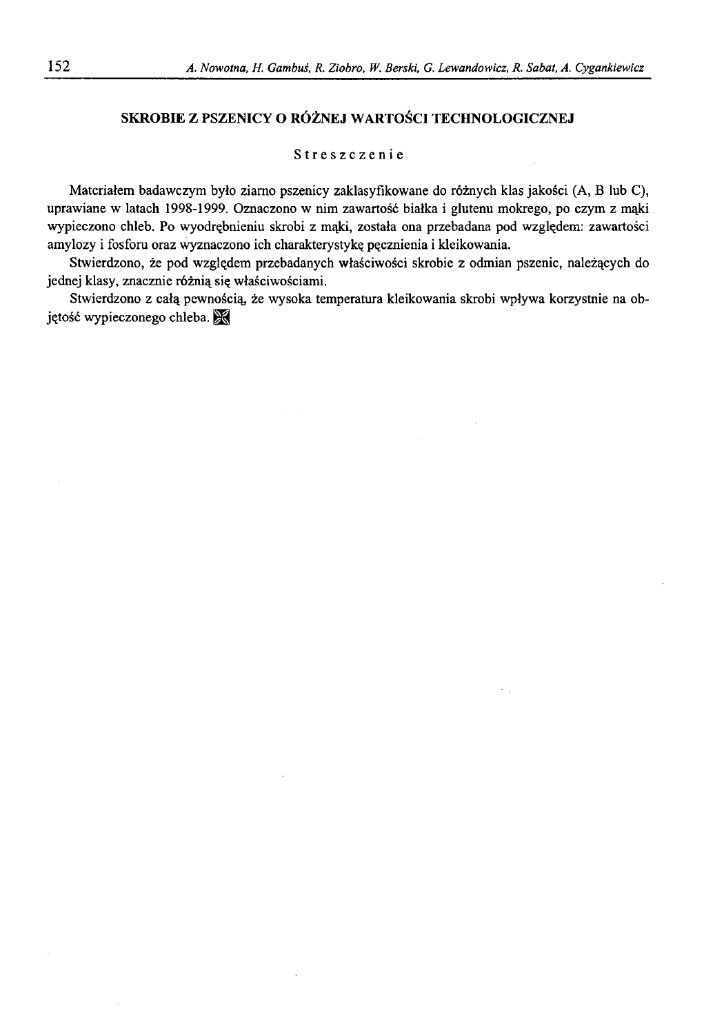## SKROBIE Z PSZENICY O RÓŻNEJ WARTOŚCI TECHNOLOGICZNEJ

### Streszczenie

Materiałem badawczym było ziarno pszenicy zaklasyfikowane do różnych klas jakości (A, B lub C), uprawiane w latach 1998-1999. Oznaczono w nim zawartość białka i glutenu mokrego, po czym z mąki wypieczono chleb. Po wyodrębnieniu skrobi z mąki, została ona przebadana pod względem: zawartości amylozy i fosforu oraz wyznaczono ich charakterystykę pęcznienia i kleikowania.

Stwierdzono, że pod względem przebadanych właściwości skrobie z odmian pszenic, należących do jednej klasy, znacznie różnią się właściwościami.

Stwierdzono z całą pewnością, że wysoka temperatura kleikowania skrobi wpływa korzystnie na objętość wypieczonego chleba.